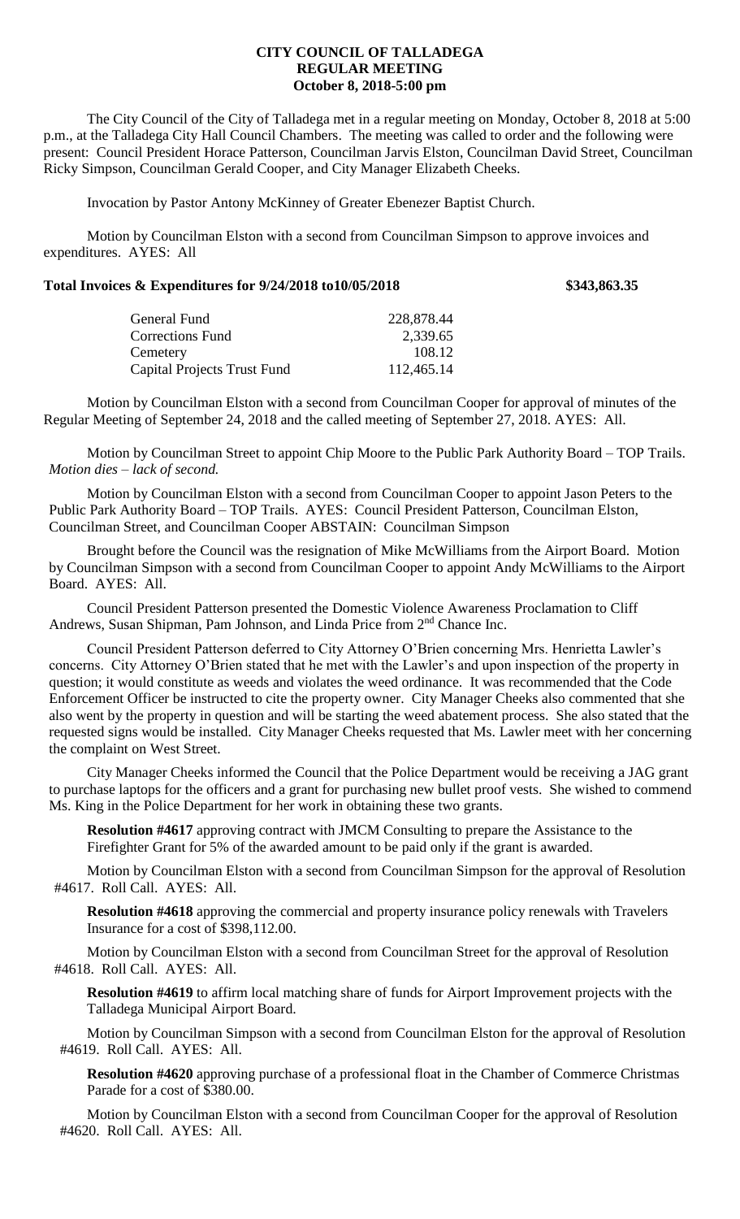# CITY COUNCIL OF TALLADEGA
## REGULAR MEETING
### October 8, 2018-5:00 pm

The City Council of the City of Talladega met in a regular meeting on Monday, October 8, 2018 at 5:00 p.m., at the Talladega City Hall Council Chambers. The meeting was called to order and the following were present: Council President Horace Patterson, Councilman Jarvis Elston, Councilman David Street, Councilman Ricky Simpson, Councilman Gerald Cooper, and City Manager Elizabeth Cheeks.

Invocation by Pastor Antony McKinney of Greater Ebenezer Baptist Church.

Motion by Councilman Elston with a second from Councilman Simpson to approve invoices and expenditures. AYES: All

**Total Invoices & Expenditures for 9/24/2018 to10/05/2018 $343,863.35**

| | |
|---|---|
| General Fund | 228,878.44 |
| Corrections Fund | 2,339.65 |
| Cemetery | 108.12 |
| Capital Projects Trust Fund | 112,465.14 |

Motion by Councilman Elston with a second from Councilman Cooper for approval of minutes of the Regular Meeting of September 24, 2018 and the called meeting of September 27, 2018. AYES: All.

Motion by Councilman Street to appoint Chip Moore to the Public Park Authority Board – TOP Trails. *Motion dies – lack of second.*

Motion by Councilman Elston with a second from Councilman Cooper to appoint Jason Peters to the Public Park Authority Board – TOP Trails. AYES: Council President Patterson, Councilman Elston, Councilman Street, and Councilman Cooper ABSTAIN: Councilman Simpson

Brought before the Council was the resignation of Mike McWilliams from the Airport Board. Motion by Councilman Simpson with a second from Councilman Cooper to appoint Andy McWilliams to the Airport Board. AYES: All.

Council President Patterson presented the Domestic Violence Awareness Proclamation to Cliff Andrews, Susan Shipman, Pam Johnson, and Linda Price from 2nd Chance Inc.

Council President Patterson deferred to City Attorney O'Brien concerning Mrs. Henrietta Lawler's concerns. City Attorney O'Brien stated that he met with the Lawler's and upon inspection of the property in question; it would constitute as weeds and violates the weed ordinance. It was recommended that the Code Enforcement Officer be instructed to cite the property owner. City Manager Cheeks also commented that she also went by the property in question and will be starting the weed abatement process. She also stated that the requested signs would be installed. City Manager Cheeks requested that Ms. Lawler meet with her concerning the complaint on West Street.

City Manager Cheeks informed the Council that the Police Department would be receiving a JAG grant to purchase laptops for the officers and a grant for purchasing new bullet proof vests. She wished to commend Ms. King in the Police Department for her work in obtaining these two grants.

**Resolution #4617** approving contract with JMCM Consulting to prepare the Assistance to the Firefighter Grant for 5% of the awarded amount to be paid only if the grant is awarded.

Motion by Councilman Elston with a second from Councilman Simpson for the approval of Resolution #4617. Roll Call. AYES: All.

**Resolution #4618** approving the commercial and property insurance policy renewals with Travelers Insurance for a cost of $398,112.00.

Motion by Councilman Elston with a second from Councilman Street for the approval of Resolution #4618. Roll Call. AYES: All.

**Resolution #4619** to affirm local matching share of funds for Airport Improvement projects with the Talladega Municipal Airport Board.

Motion by Councilman Simpson with a second from Councilman Elston for the approval of Resolution #4619. Roll Call. AYES: All.

**Resolution #4620** approving purchase of a professional float in the Chamber of Commerce Christmas Parade for a cost of $380.00.

Motion by Councilman Elston with a second from Councilman Cooper for the approval of Resolution #4620. Roll Call. AYES: All.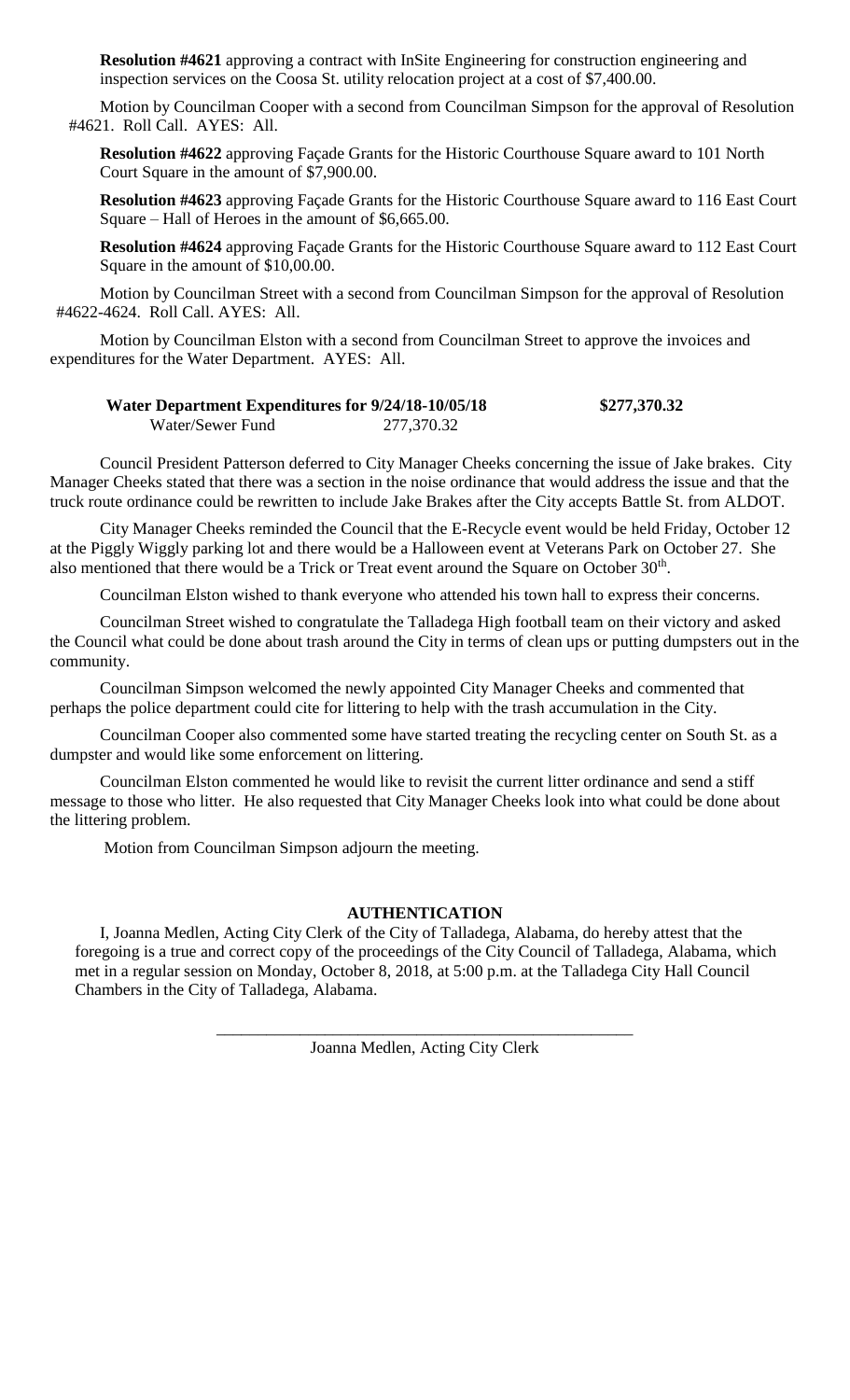**Resolution #4621** approving a contract with InSite Engineering for construction engineering and inspection services on the Coosa St. utility relocation project at a cost of $7,400.00.

Motion by Councilman Cooper with a second from Councilman Simpson for the approval of Resolution #4621. Roll Call. AYES: All.

**Resolution #4622** approving Façade Grants for the Historic Courthouse Square award to 101 North Court Square in the amount of $7,900.00.

**Resolution #4623** approving Façade Grants for the Historic Courthouse Square award to 116 East Court Square – Hall of Heroes in the amount of $6,665.00.

**Resolution #4624** approving Façade Grants for the Historic Courthouse Square award to 112 East Court Square in the amount of $10,00.00.

Motion by Councilman Street with a second from Councilman Simpson for the approval of Resolution #4622-4624. Roll Call. AYES: All.

Motion by Councilman Elston with a second from Councilman Street to approve the invoices and expenditures for the Water Department. AYES: All.

| | | |
|---|---|---|
| **Water Department Expenditures for 9/24/18-10/05/18** | | **$277,370.32** |
| Water/Sewer Fund | 277,370.32 | |

Council President Patterson deferred to City Manager Cheeks concerning the issue of Jake brakes. City Manager Cheeks stated that there was a section in the noise ordinance that would address the issue and that the truck route ordinance could be rewritten to include Jake Brakes after the City accepts Battle St. from ALDOT.

City Manager Cheeks reminded the Council that the E-Recycle event would be held Friday, October 12 at the Piggly Wiggly parking lot and there would be a Halloween event at Veterans Park on October 27. She also mentioned that there would be a Trick or Treat event around the Square on October 30th.

Councilman Elston wished to thank everyone who attended his town hall to express their concerns.

Councilman Street wished to congratulate the Talladega High football team on their victory and asked the Council what could be done about trash around the City in terms of clean ups or putting dumpsters out in the community.

Councilman Simpson welcomed the newly appointed City Manager Cheeks and commented that perhaps the police department could cite for littering to help with the trash accumulation in the City.

Councilman Cooper also commented some have started treating the recycling center on South St. as a dumpster and would like some enforcement on littering.

Councilman Elston commented he would like to revisit the current litter ordinance and send a stiff message to those who litter. He also requested that City Manager Cheeks look into what could be done about the littering problem.

Motion from Councilman Simpson adjourn the meeting.

**AUTHENTICATION**

I, Joanna Medlen, Acting City Clerk of the City of Talladega, Alabama, do hereby attest that the foregoing is a true and correct copy of the proceedings of the City Council of Talladega, Alabama, which met in a regular session on Monday, October 8, 2018, at 5:00 p.m. at the Talladega City Hall Council Chambers in the City of Talladega, Alabama.

\_\_\_\_\_\_\_\_\_\_\_\_\_\_\_\_\_\_\_\_\_\_\_\_\_\_\_\_\_\_\_\_\_\_\_\_\_\_\_\_\_\_\_\_\_\_\_\_

Joanna Medlen, Acting City Clerk